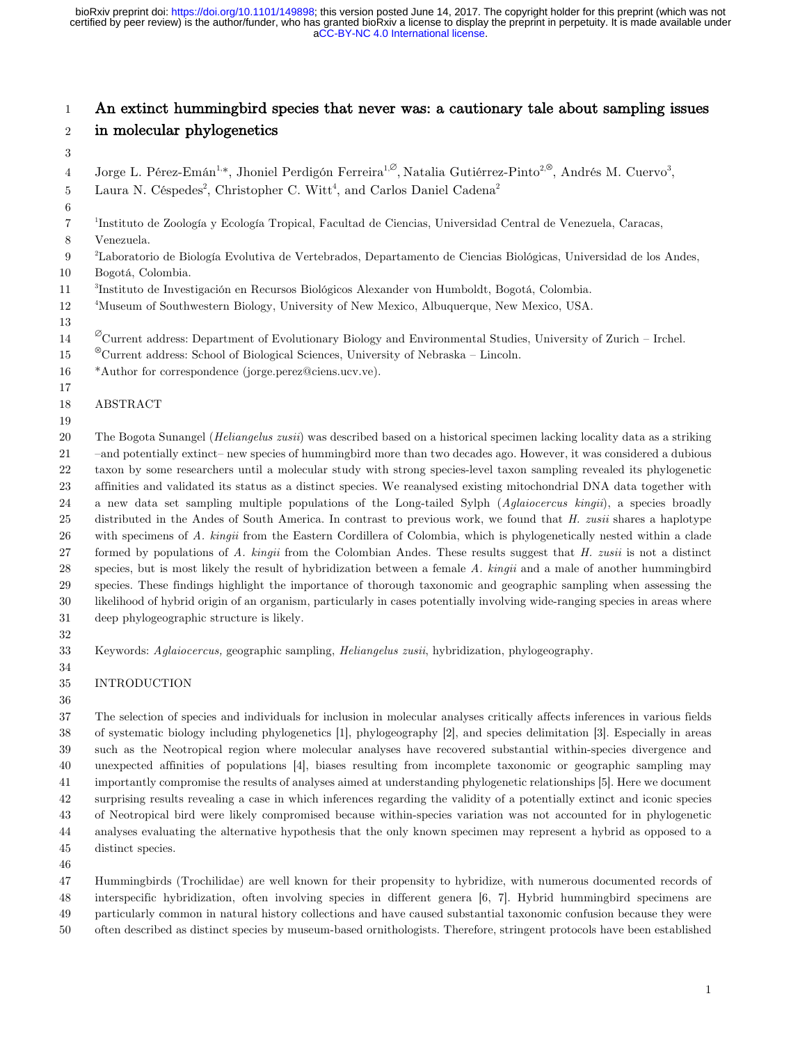# An extinct hummingbird species that never was: a cautionary tale about sampling issues in molecular phylogenetics

Jorge L. Pérez-Emán[1,*], Jhoniel Perdigón Ferreira[1,∅], Natalia Gutiérrez-Pinto[2,⊗], Andrés M. Cuervo[3], Laura N. Céspedes[2], Christopher C. Witt[4], and Carlos Daniel Cadena[2]

[1]Instituto de Zoología y Ecología Tropical, Facultad de Ciencias, Universidad Central de Venezuela, Caracas, Venezuela.
[2]Laboratorio de Biología Evolutiva de Vertebrados, Departamento de Ciencias Biológicas, Universidad de los Andes, Bogotá, Colombia.
[3]Instituto de Investigación en Recursos Biológicos Alexander von Humboldt, Bogotá, Colombia.
[4]Museum of Southwestern Biology, University of New Mexico, Albuquerque, New Mexico, USA.

[∅]Current address: Department of Evolutionary Biology and Environmental Studies, University of Zurich – Irchel.
[⊗]Current address: School of Biological Sciences, University of Nebraska – Lincoln.
*Author for correspondence (jorge.perez@ciens.ucv.ve).

## ABSTRACT

The Bogota Sunangel (*Heliangelus zusii*) was described based on a historical specimen lacking locality data as a striking –and potentially extinct– new species of hummingbird more than two decades ago. However, it was considered a dubious taxon by some researchers until a molecular study with strong species-level taxon sampling revealed its phylogenetic affinities and validated its status as a distinct species. We reanalysed existing mitochondrial DNA data together with a new data set sampling multiple populations of the Long-tailed Sylph (*Aglaiocercus kingii*), a species broadly distributed in the Andes of South America. In contrast to previous work, we found that *H. zusii* shares a haplotype with specimens of *A. kingii* from the Eastern Cordillera of Colombia, which is phylogenetically nested within a clade formed by populations of *A. kingii* from the Colombian Andes. These results suggest that *H. zusii* is not a distinct species, but is most likely the result of hybridization between a female *A. kingii* and a male of another hummingbird species. These findings highlight the importance of thorough taxonomic and geographic sampling when assessing the likelihood of hybrid origin of an organism, particularly in cases potentially involving wide-ranging species in areas where deep phylogeographic structure is likely.

Keywords: *Aglaiocercus,* geographic sampling, *Heliangelus zusii*, hybridization, phylogeography.

## INTRODUCTION

The selection of species and individuals for inclusion in molecular analyses critically affects inferences in various fields of systematic biology including phylogenetics [1], phylogeography [2], and species delimitation [3]. Especially in areas such as the Neotropical region where molecular analyses have recovered substantial within-species divergence and unexpected affinities of populations [4], biases resulting from incomplete taxonomic or geographic sampling may importantly compromise the results of analyses aimed at understanding phylogenetic relationships [5]. Here we document surprising results revealing a case in which inferences regarding the validity of a potentially extinct and iconic species of Neotropical bird were likely compromised because within-species variation was not accounted for in phylogenetic analyses evaluating the alternative hypothesis that the only known specimen may represent a hybrid as opposed to a distinct species.

Hummingbirds (Trochilidae) are well known for their propensity to hybridize, with numerous documented records of interspecific hybridization, often involving species in different genera [6, 7]. Hybrid hummingbird specimens are particularly common in natural history collections and have caused substantial taxonomic confusion because they were often described as distinct species by museum-based ornithologists. Therefore, stringent protocols have been established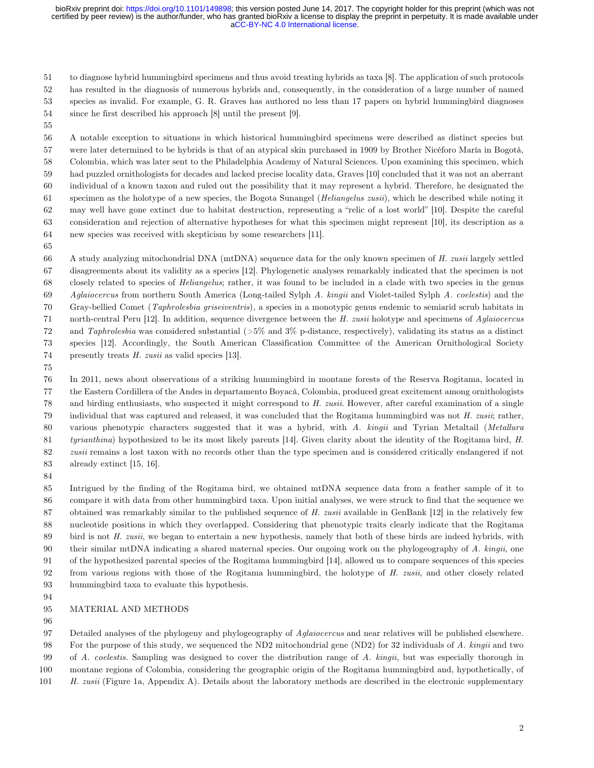to diagnose hybrid hummingbird specimens and thus avoid treating hybrids as taxa [8]. The application of such protocols has resulted in the diagnosis of numerous hybrids and, consequently, in the consideration of a large number of named species as invalid. For example, G. R. Graves has authored no less than 17 papers on hybrid hummingbird diagnoses since he first described his approach [8] until the present [9].

A notable exception to situations in which historical hummingbird specimens were described as distinct species but were later determined to be hybrids is that of an atypical skin purchased in 1909 by Brother Nicéforo María in Bogotá, Colombia, which was later sent to the Philadelphia Academy of Natural Sciences. Upon examining this specimen, which had puzzled ornithologists for decades and lacked precise locality data, Graves [10] concluded that it was not an aberrant individual of a known taxon and ruled out the possibility that it may represent a hybrid. Therefore, he designated the specimen as the holotype of a new species, the Bogota Sunangel (*Heliangelus zusii*), which he described while noting it may well have gone extinct due to habitat destruction, representing a "relic of a lost world" [10]. Despite the careful consideration and rejection of alternative hypotheses for what this specimen might represent [10], its description as a new species was received with skepticism by some researchers [11].

A study analyzing mitochondrial DNA (mtDNA) sequence data for the only known specimen of *H. zusii* largely settled disagreements about its validity as a species [12]. Phylogenetic analyses remarkably indicated that the specimen is not closely related to species of *Heliangelus*; rather, it was found to be included in a clade with two species in the genus *Aglaiocercus* from northern South America (Long-tailed Sylph *A. kingii* and Violet-tailed Sylph *A. coelestis*) and the Gray-bellied Comet (*Taphrolesbia griseiventris*), a species in a monotypic genus endemic to semiarid scrub habitats in north-central Peru [12]. In addition, sequence divergence between the *H. zusii* holotype and specimens of *Aglaiocercus* and *Taphrolesbia* was considered substantial (>5% and 3% p-distance, respectively), validating its status as a distinct species [12]. Accordingly, the South American Classification Committee of the American Ornithological Society presently treats *H. zusii* as valid species [13].

In 2011, news about observations of a striking hummingbird in montane forests of the Reserva Rogitama, located in the Eastern Cordillera of the Andes in departamento Boyacá, Colombia, produced great excitement among ornithologists and birding enthusiasts, who suspected it might correspond to *H. zusii*. However, after careful examination of a single individual that was captured and released, it was concluded that the Rogitama hummingbird was not *H. zusii*; rather, various phenotypic characters suggested that it was a hybrid, with *A. kingii* and Tyrian Metaltail (*Metallura tyrianthina*) hypothesized to be its most likely parents [14]. Given clarity about the identity of the Rogitama bird, *H. zusii* remains a lost taxon with no records other than the type specimen and is considered critically endangered if not already extinct [15, 16].

Intrigued by the finding of the Rogitama bird, we obtained mtDNA sequence data from a feather sample of it to compare it with data from other hummingbird taxa. Upon initial analyses, we were struck to find that the sequence we obtained was remarkably similar to the published sequence of *H. zusii* available in GenBank [12] in the relatively few nucleotide positions in which they overlapped. Considering that phenotypic traits clearly indicate that the Rogitama bird is not *H. zusii*, we began to entertain a new hypothesis, namely that both of these birds are indeed hybrids, with their similar mtDNA indicating a shared maternal species. Our ongoing work on the phylogeography of *A. kingii*, one of the hypothesized parental species of the Rogitama hummingbird [14], allowed us to compare sequences of this species from various regions with those of the Rogitama hummingbird, the holotype of *H. zusii*, and other closely related hummingbird taxa to evaluate this hypothesis.

## MATERIAL AND METHODS

Detailed analyses of the phylogeny and phylogeography of *Aglaiocercus* and near relatives will be published elsewhere. For the purpose of this study, we sequenced the ND2 mitochondrial gene (ND2) for 32 individuals of *A. kingii* and two of *A. coelestis*. Sampling was designed to cover the distribution range of *A. kingii*, but was especially thorough in montane regions of Colombia, considering the geographic origin of the Rogitama hummingbird and, hypothetically, of *H. zusii* (Figure 1a, Appendix A). Details about the laboratory methods are described in the electronic supplementary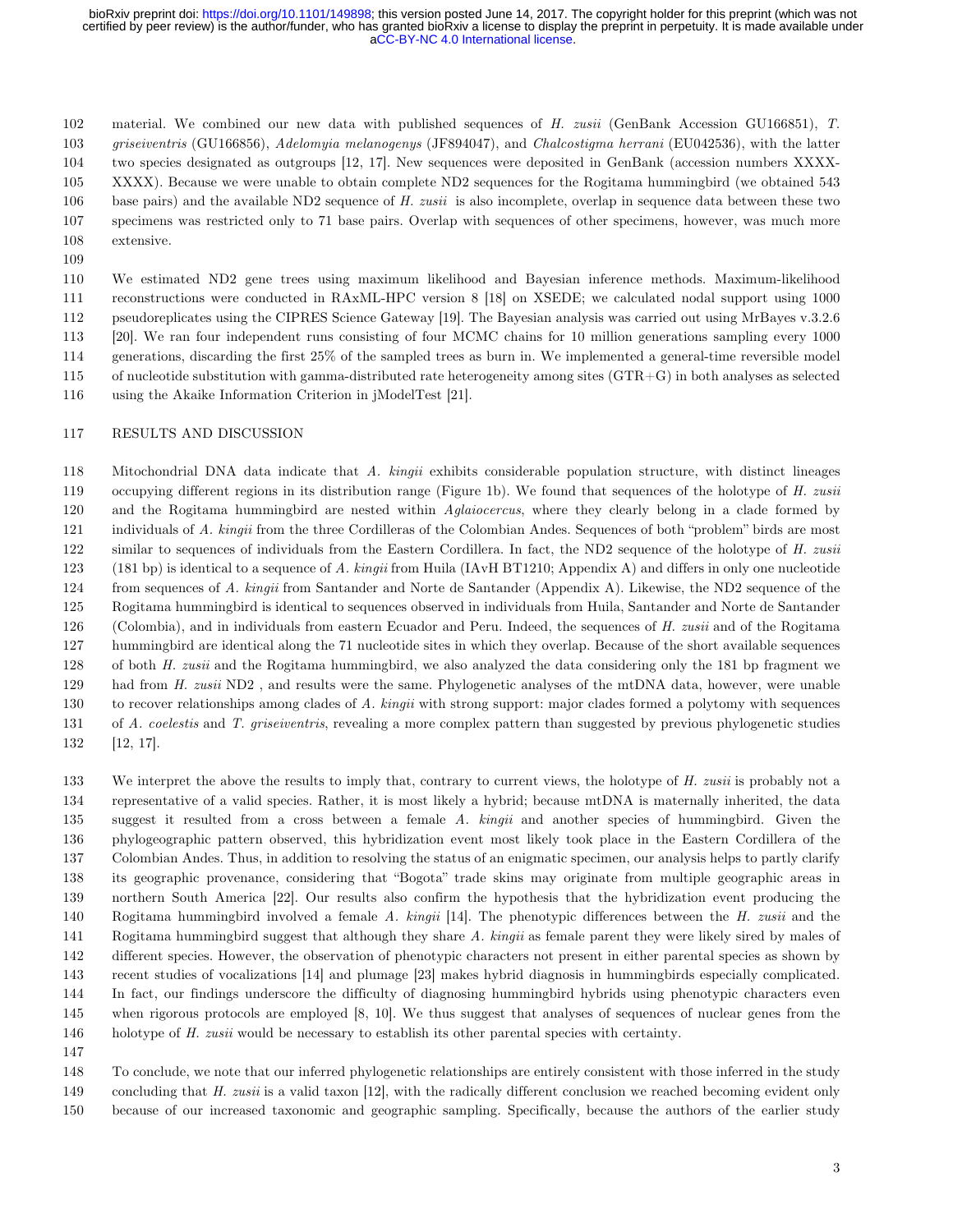material. We combined our new data with published sequences of *H. zusii* (GenBank Accession GU166851), *T. griseiventris* (GU166856), *Adelomyia melanogenys* (JF894047), and *Chalcostigma herrani* (EU042536), with the latter two species designated as outgroups [12, 17]. New sequences were deposited in GenBank (accession numbers XXXX-XXXX). Because we were unable to obtain complete ND2 sequences for the Rogitama hummingbird (we obtained 543 base pairs) and the available ND2 sequence of *H. zusii* is also incomplete, overlap in sequence data between these two specimens was restricted only to 71 base pairs. Overlap with sequences of other specimens, however, was much more extensive.

We estimated ND2 gene trees using maximum likelihood and Bayesian inference methods. Maximum-likelihood reconstructions were conducted in RAxML-HPC version 8 [18] on XSEDE; we calculated nodal support using 1000 pseudoreplicates using the CIPRES Science Gateway [19]. The Bayesian analysis was carried out using MrBayes v.3.2.6 [20]. We ran four independent runs consisting of four MCMC chains for 10 million generations sampling every 1000 generations, discarding the first 25% of the sampled trees as burn in. We implemented a general-time reversible model of nucleotide substitution with gamma-distributed rate heterogeneity among sites (GTR+G) in both analyses as selected using the Akaike Information Criterion in jModelTest [21].

## RESULTS AND DISCUSSION

Mitochondrial DNA data indicate that *A. kingii* exhibits considerable population structure, with distinct lineages occupying different regions in its distribution range (Figure 1b). We found that sequences of the holotype of *H. zusii* and the Rogitama hummingbird are nested within *Aglaiocercus*, where they clearly belong in a clade formed by individuals of *A. kingii* from the three Cordilleras of the Colombian Andes. Sequences of both "problem" birds are most similar to sequences of individuals from the Eastern Cordillera. In fact, the ND2 sequence of the holotype of *H. zusii* (181 bp) is identical to a sequence of *A. kingii* from Huila (IAvH BT1210; Appendix A) and differs in only one nucleotide from sequences of *A. kingii* from Santander and Norte de Santander (Appendix A). Likewise, the ND2 sequence of the Rogitama hummingbird is identical to sequences observed in individuals from Huila, Santander and Norte de Santander (Colombia), and in individuals from eastern Ecuador and Peru. Indeed, the sequences of *H. zusii* and of the Rogitama hummingbird are identical along the 71 nucleotide sites in which they overlap. Because of the short available sequences of both *H. zusii* and the Rogitama hummingbird, we also analyzed the data considering only the 181 bp fragment we had from *H. zusii* ND2 , and results were the same. Phylogenetic analyses of the mtDNA data, however, were unable to recover relationships among clades of *A. kingii* with strong support: major clades formed a polytomy with sequences of *A. coelestis* and *T. griseiventris*, revealing a more complex pattern than suggested by previous phylogenetic studies [12, 17].

We interpret the above the results to imply that, contrary to current views, the holotype of *H. zusii* is probably not a representative of a valid species. Rather, it is most likely a hybrid; because mtDNA is maternally inherited, the data suggest it resulted from a cross between a female *A. kingii* and another species of hummingbird. Given the phylogeographic pattern observed, this hybridization event most likely took place in the Eastern Cordillera of the Colombian Andes. Thus, in addition to resolving the status of an enigmatic specimen, our analysis helps to partly clarify its geographic provenance, considering that "Bogota" trade skins may originate from multiple geographic areas in northern South America [22]. Our results also confirm the hypothesis that the hybridization event producing the Rogitama hummingbird involved a female *A. kingii* [14]. The phenotypic differences between the *H. zusii* and the Rogitama hummingbird suggest that although they share *A. kingii* as female parent they were likely sired by males of different species. However, the observation of phenotypic characters not present in either parental species as shown by recent studies of vocalizations [14] and plumage [23] makes hybrid diagnosis in hummingbirds especially complicated. In fact, our findings underscore the difficulty of diagnosing hummingbird hybrids using phenotypic characters even when rigorous protocols are employed [8, 10]. We thus suggest that analyses of sequences of nuclear genes from the holotype of *H. zusii* would be necessary to establish its other parental species with certainty.

To conclude, we note that our inferred phylogenetic relationships are entirely consistent with those inferred in the study concluding that *H. zusii* is a valid taxon [12], with the radically different conclusion we reached becoming evident only because of our increased taxonomic and geographic sampling. Specifically, because the authors of the earlier study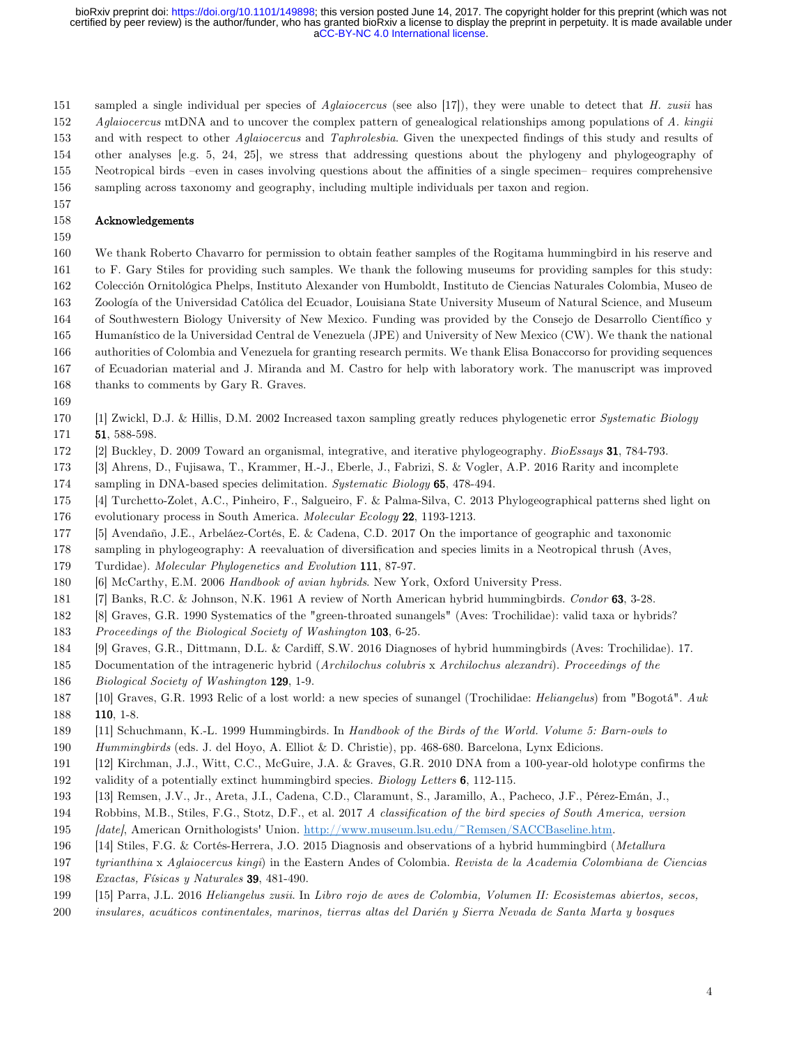sampled a single individual per species of *Aglaiocercus* (see also [17]), they were unable to detect that *H. zusii* has *Aglaiocercus* mtDNA and to uncover the complex pattern of genealogical relationships among populations of *A. kingii* and with respect to other *Aglaiocercus* and *Taphrolesbia*. Given the unexpected findings of this study and results of other analyses [e.g. 5, 24, 25], we stress that addressing questions about the phylogeny and phylogeography of Neotropical birds –even in cases involving questions about the affinities of a single specimen– requires comprehensive sampling across taxonomy and geography, including multiple individuals per taxon and region.

## Acknowledgements

We thank Roberto Chavarro for permission to obtain feather samples of the Rogitama hummingbird in his reserve and to F. Gary Stiles for providing such samples. We thank the following museums for providing samples for this study: Colección Ornitológica Phelps, Instituto Alexander von Humboldt, Instituto de Ciencias Naturales Colombia, Museo de Zoología of the Universidad Católica del Ecuador, Louisiana State University Museum of Natural Science, and Museum of Southwestern Biology University of New Mexico. Funding was provided by the Consejo de Desarrollo Científico y Humanístico de la Universidad Central de Venezuela (JPE) and University of New Mexico (CW). We thank the national authorities of Colombia and Venezuela for granting research permits. We thank Elisa Bonaccorso for providing sequences of Ecuadorian material and J. Miranda and M. Castro for help with laboratory work. The manuscript was improved thanks to comments by Gary R. Graves.

[1] Zwickl, D.J. & Hillis, D.M. 2002 Increased taxon sampling greatly reduces phylogenetic error *Systematic Biology* **51**, 588-598.

[2] Buckley, D. 2009 Toward an organismal, integrative, and iterative phylogeography. *BioEssays* **31**, 784-793.

[3] Ahrens, D., Fujisawa, T., Krammer, H.-J., Eberle, J., Fabrizi, S. & Vogler, A.P. 2016 Rarity and incomplete sampling in DNA-based species delimitation. *Systematic Biology* **65**, 478-494.

[4] Turchetto-Zolet, A.C., Pinheiro, F., Salgueiro, F. & Palma-Silva, C. 2013 Phylogeographical patterns shed light on evolutionary process in South America. *Molecular Ecology* **22**, 1193-1213.

[5] Avendaño, J.E., Arbeláez-Cortés, E. & Cadena, C.D. 2017 On the importance of geographic and taxonomic sampling in phylogeography: A reevaluation of diversification and species limits in a Neotropical thrush (Aves, Turdidae). *Molecular Phylogenetics and Evolution* **111**, 87-97.

[6] McCarthy, E.M. 2006 *Handbook of avian hybrids*. New York, Oxford University Press.

[7] Banks, R.C. & Johnson, N.K. 1961 A review of North American hybrid hummingbirds. *Condor* **63**, 3-28.

[8] Graves, G.R. 1990 Systematics of the "green-throated sunangels" (Aves: Trochilidae): valid taxa or hybrids? *Proceedings of the Biological Society of Washington* **103**, 6-25.

[9] Graves, G.R., Dittmann, D.L. & Cardiff, S.W. 2016 Diagnoses of hybrid hummingbirds (Aves: Trochilidae). 17. Documentation of the intrageneric hybrid (*Archilochus colubris* x *Archilochus alexandri*). *Proceedings of the Biological Society of Washington* **129**, 1-9.

[10] Graves, G.R. 1993 Relic of a lost world: a new species of sunangel (Trochilidae: *Heliangelus*) from "Bogotá". *Auk* **110**, 1-8.

[11] Schuchmann, K.-L. 1999 Hummingbirds. In *Handbook of the Birds of the World. Volume 5: Barn-owls to Hummingbirds* (eds. J. del Hoyo, A. Elliot & D. Christie), pp. 468-680. Barcelona, Lynx Edicions.

[12] Kirchman, J.J., Witt, C.C., McGuire, J.A. & Graves, G.R. 2010 DNA from a 100-year-old holotype confirms the validity of a potentially extinct hummingbird species. *Biology Letters* **6**, 112-115.

[13] Remsen, J.V., Jr., Areta, J.I., Cadena, C.D., Claramunt, S., Jaramillo, A., Pacheco, J.F., Pérez-Emán, J., Robbins, M.B., Stiles, F.G., Stotz, D.F., et al. 2017 *A classification of the bird species of South America, version [date]*, American Ornithologists' Union. http://www.museum.lsu.edu/~Remsen/SACCBaseline.htm.

[14] Stiles, F.G. & Cortés-Herrera, J.O. 2015 Diagnosis and observations of a hybrid hummingbird (*Metallura tyrianthina* x *Aglaiocercus kingi*) in the Eastern Andes of Colombia. *Revista de la Academia Colombiana de Ciencias Exactas, Físicas y Naturales* **39**, 481-490.

[15] Parra, J.L. 2016 *Heliangelus zusii*. In *Libro rojo de aves de Colombia, Volumen II: Ecosistemas abiertos, secos, insulares, acuáticos continentales, marinos, tierras altas del Darién y Sierra Nevada de Santa Marta y bosques*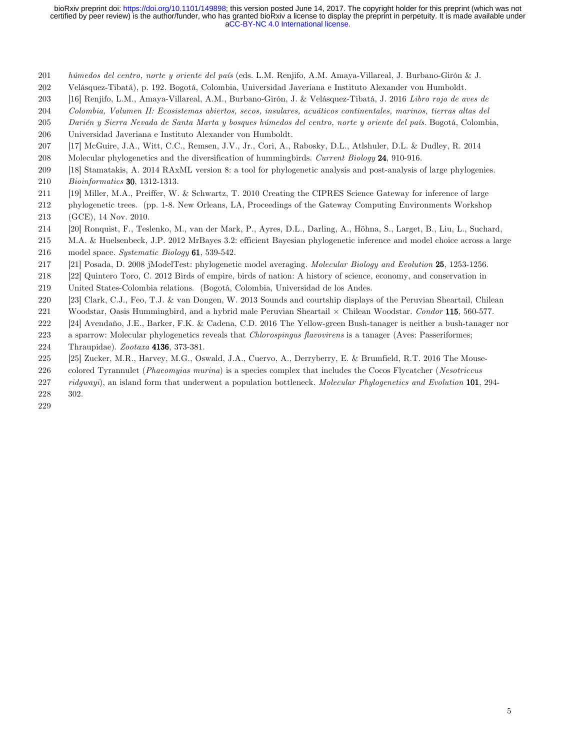*húmedos del centro, norte y oriente del país* (eds. L.M. Renjifo, A.M. Amaya-Villareal, J. Burbano-Girón & J. Velásquez-Tibatá), p. 192. Bogotá, Colombia, Universidad Javeriana e Instituto Alexander von Humboldt.

[16] Renjifo, L.M., Amaya-Villareal, A.M., Burbano-Girón, J. & Velásquez-Tibatá, J. 2016 *Libro rojo de aves de Colombia, Volumen II: Ecosistemas abiertos, secos, insulares, acuáticos continentales, marinos, tierras altas del Darién y Sierra Nevada de Santa Marta y bosques húmedos del centro, norte y oriente del país*. Bogotá, Colombia, Universidad Javeriana e Instituto Alexander von Humboldt.

[17] McGuire, J.A., Witt, C.C., Remsen, J.V., Jr., Cori, A., Rabosky, D.L., Atlshuler, D.L. & Dudley, R. 2014 Molecular phylogenetics and the diversification of hummingbirds. *Current Biology* **24**, 910-916.

[18] Stamatakis, A. 2014 RAxML version 8: a tool for phylogenetic analysis and post-analysis of large phylogenies. *Bioinformatics* **30**, 1312-1313.

[19] Miller, M.A., Preiffer, W. & Schwartz, T. 2010 Creating the CIPRES Science Gateway for inference of large phylogenetic trees. (pp. 1-8. New Orleans, LA, Proceedings of the Gateway Computing Environments Workshop (GCE), 14 Nov. 2010.

[20] Ronquist, F., Teslenko, M., van der Mark, P., Ayres, D.L., Darling, A., Höhna, S., Larget, B., Liu, L., Suchard, M.A. & Huelsenbeck, J.P. 2012 MrBayes 3.2: efficient Bayesian phylogenetic inference and model choice across a large model space. *Systematic Biology* **61**, 539-542.

[21] Posada, D. 2008 jModelTest: phylogenetic model averaging. *Molecular Biology and Evolution* **25**, 1253-1256.

[22] Quintero Toro, C. 2012 Birds of empire, birds of nation: A history of science, economy, and conservation in United States-Colombia relations. (Bogotá, Colombia, Universidad de los Andes.

[23] Clark, C.J., Feo, T.J. & van Dongen, W. 2013 Sounds and courtship displays of the Peruvian Sheartail, Chilean Woodstar, Oasis Hummingbird, and a hybrid male Peruvian Sheartail × Chilean Woodstar. *Condor* **115**, 560-577.

[24] Avendaño, J.E., Barker, F.K. & Cadena, C.D. 2016 The Yellow-green Bush-tanager is neither a bush-tanager nor a sparrow: Molecular phylogenetics reveals that *Chlorospingus flavovirens* is a tanager (Aves: Passeriformes; Thraupidae). *Zootaxa* **4136**, 373-381.

[25] Zucker, M.R., Harvey, M.G., Oswald, J.A., Cuervo, A., Derryberry, E. & Brumfield, R.T. 2016 The Mouse-colored Tyrannulet (*Phaeomyias murina*) is a species complex that includes the Cocos Flycatcher (*Nesotriccus ridgwayi*), an island form that underwent a population bottleneck. *Molecular Phylogenetics and Evolution* **101**, 294-302.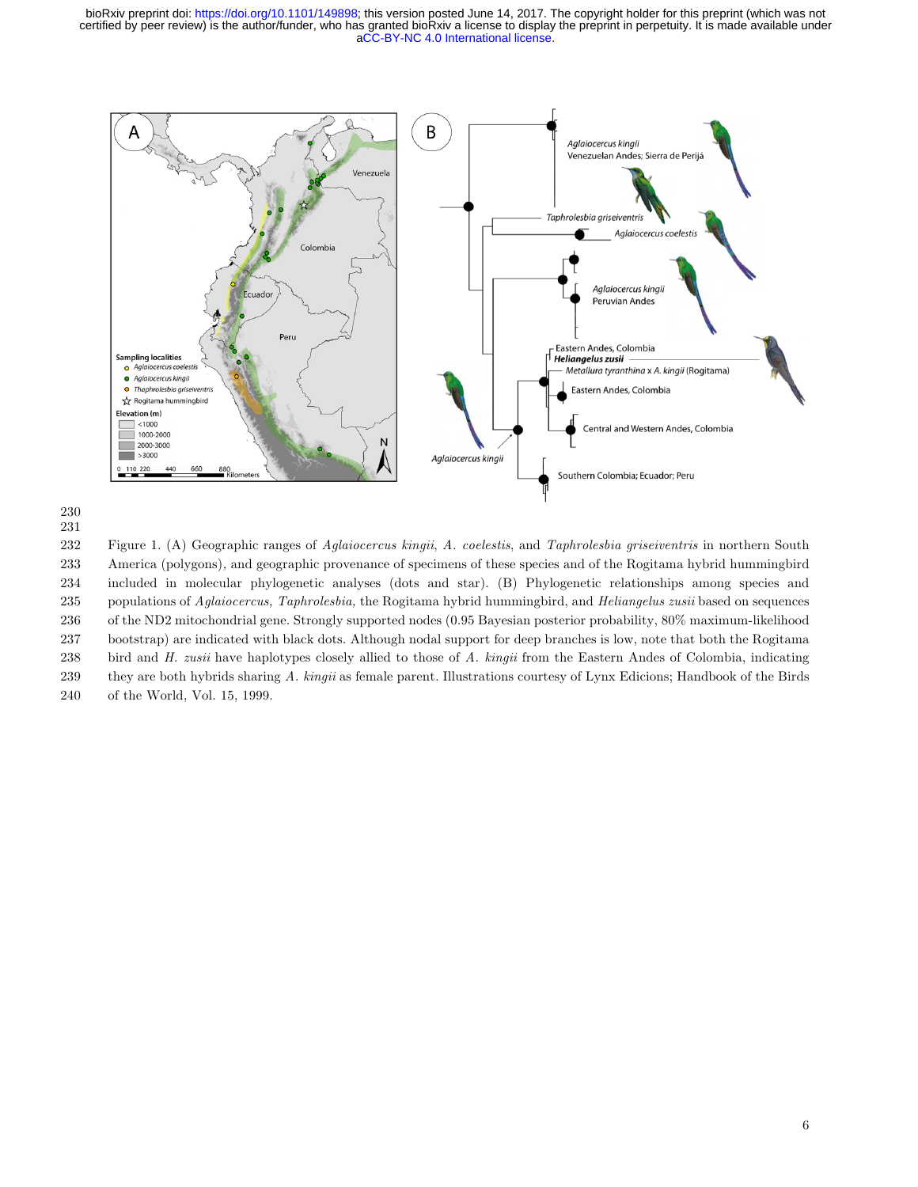Figure 1. (A) Geographic ranges of *Aglaiocercus kingii*, *A. coelestis*, and *Taphrolesbia griseiventris* in northern South America (polygons), and geographic provenance of specimens of these species and of the Rogitama hybrid hummingbird included in molecular phylogenetic analyses (dots and star). (B) Phylogenetic relationships among species and populations of *Aglaiocercus*, *Taphrolesbia*, the Rogitama hybrid hummingbird, and *Heliangelus zusii* based on sequences of the ND2 mitochondrial gene. Strongly supported nodes (0.95 Bayesian posterior probability, 80% maximum-likelihood bootstrap) are indicated with black dots. Although nodal support for deep branches is low, note that both the Rogitama bird and *H. zusii* have haplotypes closely allied to those of *A. kingii* from the Eastern Andes of Colombia, indicating they are both hybrids sharing *A. kingii* as female parent. Illustrations courtesy of Lynx Edicions; Handbook of the Birds of the World, Vol. 15, 1999.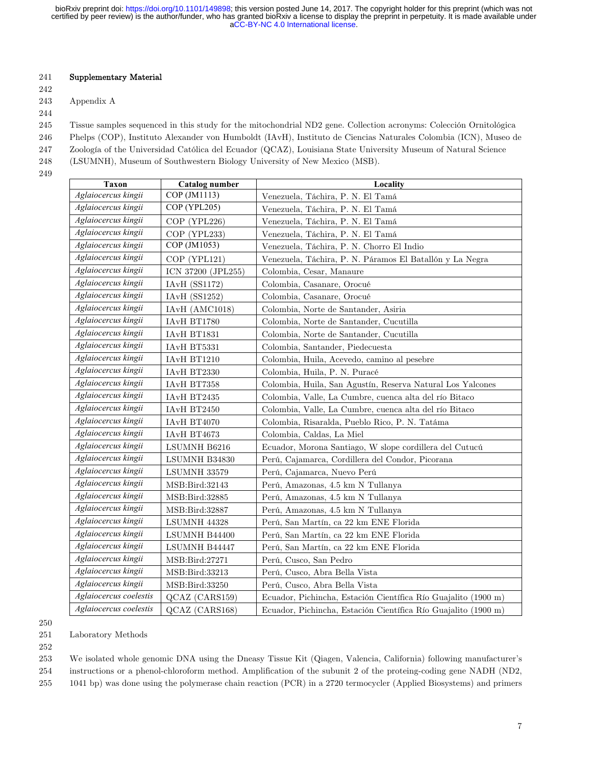## Supplementary Material

Appendix A

Tissue samples sequenced in this study for the mitochondrial ND2 gene. Collection acronyms: Colección Ornitológica Phelps (COP), Instituto Alexander von Humboldt (IAvH), Instituto de Ciencias Naturales Colombia (ICN), Museo de Zoología of the Universidad Católica del Ecuador (QCAZ), Louisiana State University Museum of Natural Science (LSUMNH), Museum of Southwestern Biology University of New Mexico (MSB).

| Taxon | Catalog number | Locality |
|---|---|---|
| *Aglaiocercus kingii* | COP (JM1113) | Venezuela, Táchira, P. N. El Tamá |
| *Aglaiocercus kingii* | COP (YPL205) | Venezuela, Táchira, P. N. El Tamá |
| *Aglaiocercus kingii* | COP (YPL226) | Venezuela, Táchira, P. N. El Tamá |
| *Aglaiocercus kingii* | COP (YPL233) | Venezuela, Táchira, P. N. El Tamá |
| *Aglaiocercus kingii* | COP (JM1053) | Venezuela, Táchira, P. N. Chorro El Indio |
| *Aglaiocercus kingii* | COP (YPL121) | Venezuela, Táchira, P. N. Páramos El Batallón y La Negra |
| *Aglaiocercus kingii* | ICN 37200 (JPL255) | Colombia, Cesar, Manaure |
| *Aglaiocercus kingii* | IAvH (SS1172) | Colombia, Casanare, Orocué |
| *Aglaiocercus kingii* | IAvH (SS1252) | Colombia, Casanare, Orocué |
| *Aglaiocercus kingii* | IAvH (AMC1018) | Colombia, Norte de Santander, Asiria |
| *Aglaiocercus kingii* | IAvH BT1780 | Colombia, Norte de Santander, Cucutilla |
| *Aglaiocercus kingii* | IAvH BT1831 | Colombia, Norte de Santander, Cucutilla |
| *Aglaiocercus kingii* | IAvH BT5331 | Colombia, Santander, Piedecuesta |
| *Aglaiocercus kingii* | IAvH BT1210 | Colombia, Huila, Acevedo, camino al pesebre |
| *Aglaiocercus kingii* | IAvH BT2330 | Colombia, Huila, P. N. Puracé |
| *Aglaiocercus kingii* | IAvH BT7358 | Colombia, Huila, San Agustín, Reserva Natural Los Yalcones |
| *Aglaiocercus kingii* | IAvH BT2435 | Colombia, Valle, La Cumbre, cuenca alta del río Bitaco |
| *Aglaiocercus kingii* | IAvH BT2450 | Colombia, Valle, La Cumbre, cuenca alta del río Bitaco |
| *Aglaiocercus kingii* | IAvH BT4070 | Colombia, Risaralda, Pueblo Rico, P. N. Tatáma |
| *Aglaiocercus kingii* | IAvH BT4673 | Colombia, Caldas, La Miel |
| *Aglaiocercus kingii* | LSUMNH B6216 | Ecuador, Morona Santiago, W slope cordillera del Cutucú |
| *Aglaiocercus kingii* | LSUMNH B34830 | Perú, Cajamarca, Cordillera del Condor, Picorana |
| *Aglaiocercus kingii* | LSUMNH 33579 | Perú, Cajamarca, Nuevo Perú |
| *Aglaiocercus kingii* | MSB:Bird:32143 | Perú, Amazonas, 4.5 km N Tullanya |
| *Aglaiocercus kingii* | MSB:Bird:32885 | Perú, Amazonas, 4.5 km N Tullanya |
| *Aglaiocercus kingii* | MSB:Bird:32887 | Perú, Amazonas, 4.5 km N Tullanya |
| *Aglaiocercus kingii* | LSUMNH 44328 | Perú, San Martín, ca 22 km ENE Florida |
| *Aglaiocercus kingii* | LSUMNH B44400 | Perú, San Martín, ca 22 km ENE Florida |
| *Aglaiocercus kingii* | LSUMNH B44447 | Perú, San Martín, ca 22 km ENE Florida |
| *Aglaiocercus kingii* | MSB:Bird:27271 | Perú, Cusco, San Pedro |
| *Aglaiocercus kingii* | MSB:Bird:33213 | Perú, Cusco, Abra Bella Vista |
| *Aglaiocercus kingii* | MSB:Bird:33250 | Perú, Cusco, Abra Bella Vista |
| *Aglaiocercus coelestis* | QCAZ (CARS159) | Ecuador, Pichincha, Estación Científica Río Guajalito (1900 m) |
| *Aglaiocercus coelestis* | QCAZ (CARS168) | Ecuador, Pichincha, Estación Científica Río Guajalito (1900 m) |

Laboratory Methods

We isolated whole genomic DNA using the Dneasy Tissue Kit (Qiagen, Valencia, California) following manufacturer's instructions or a phenol-chloroform method. Amplification of the subunit 2 of the proteing-coding gene NADH (ND2, 1041 bp) was done using the polymerase chain reaction (PCR) in a 2720 termocycler (Applied Biosystems) and primers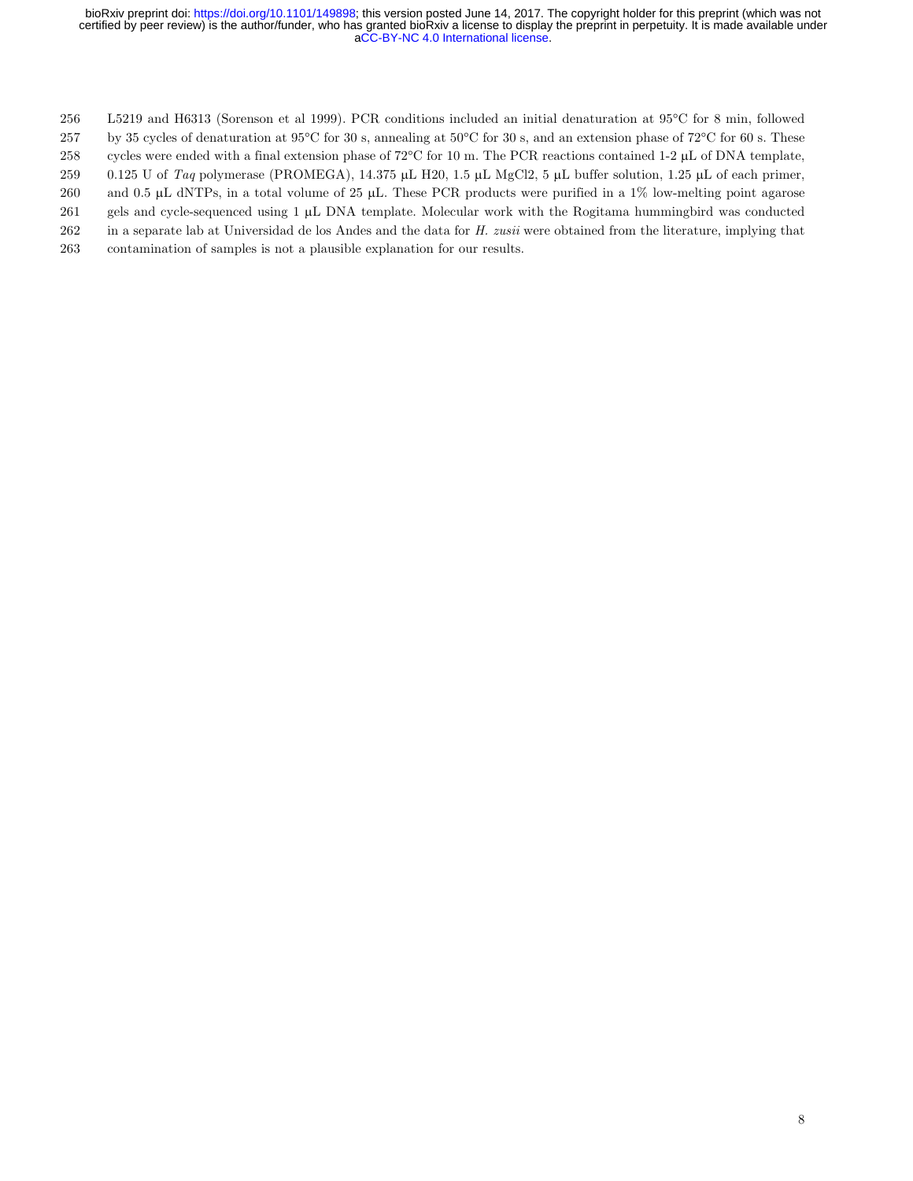L5219 and H6313 (Sorenson et al 1999). PCR conditions included an initial denaturation at 95°C for 8 min, followed by 35 cycles of denaturation at 95°C for 30 s, annealing at 50°C for 30 s, and an extension phase of 72°C for 60 s. These cycles were ended with a final extension phase of 72°C for 10 m. The PCR reactions contained 1-2 µL of DNA template, 0.125 U of *Taq* polymerase (PROMEGA), 14.375 µL H20, 1.5 µL MgCl2, 5 µL buffer solution, 1.25 µL of each primer, and 0.5 µL dNTPs, in a total volume of 25 µL. These PCR products were purified in a 1% low-melting point agarose gels and cycle-sequenced using 1 µL DNA template. Molecular work with the Rogitama hummingbird was conducted in a separate lab at Universidad de los Andes and the data for *H. zusii* were obtained from the literature, implying that contamination of samples is not a plausible explanation for our results.